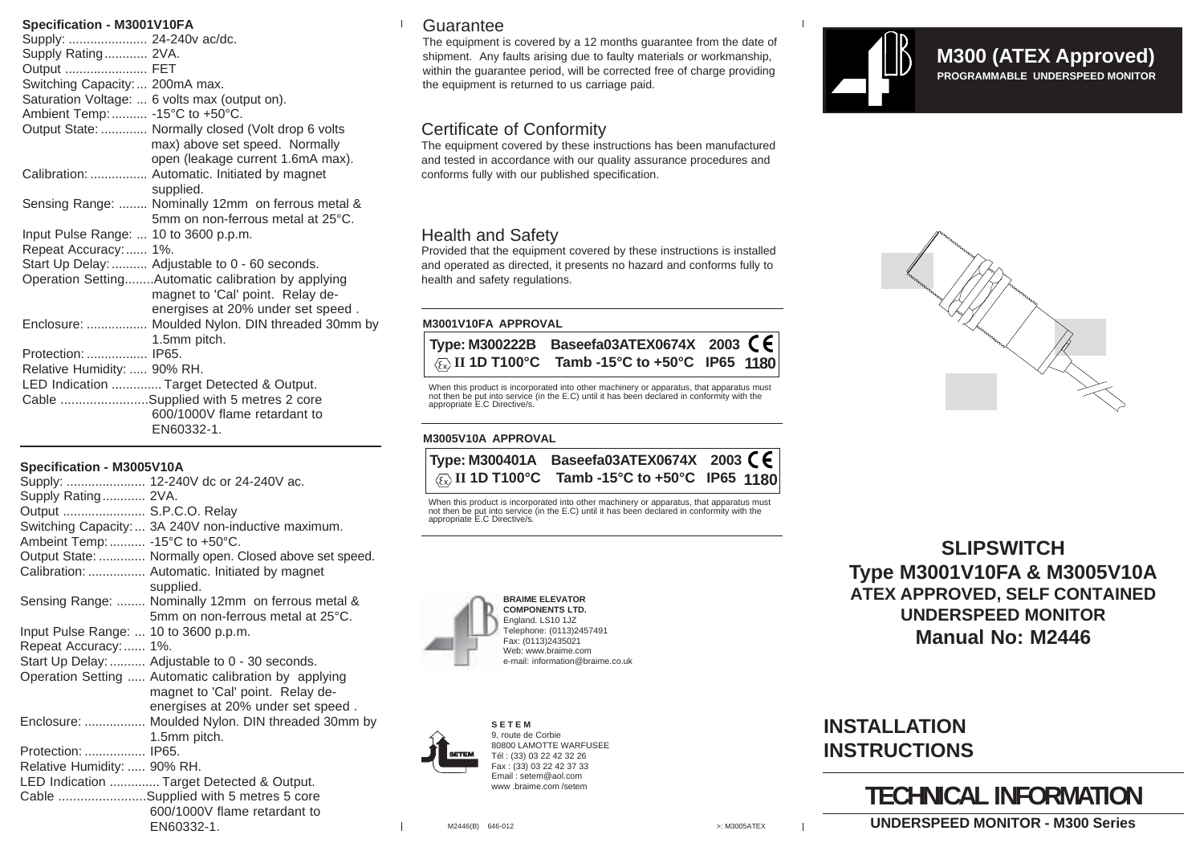### Specification - M3001V10FA

Supply: ...................... 24-240v ac/dc.
Supply Rating............ 2VA.
Output ....................... FET
Switching Capacity:... 200mA max.
Saturation Voltage: ... 6 volts max (output on).
Ambient Temp:.......... -15°C to +50°C.
Output State: ............. Normally closed (Volt drop 6 volts max) above set speed. Normally open (leakage current 1.6mA max).
Calibration: ................ Automatic. Initiated by magnet supplied.
Sensing Range: ........ Nominally 12mm on ferrous metal & 5mm on non-ferrous metal at 25°C.
Input Pulse Range: ... 10 to 3600 p.p.m.
Repeat Accuracy:...... 1%.
Start Up Delay:.......... Adjustable to 0 - 60 seconds.
Operation Setting........Automatic calibration by applying magnet to 'Cal' point. Relay de-energises at 20% under set speed .
Enclosure: ................. Moulded Nylon. DIN threaded 30mm by 1.5mm pitch.
Protection: ................. IP65.
Relative Humidity: ..... 90% RH.
LED Indication ............. Target Detected & Output.
Cable ........................Supplied with 5 metres 2 core 600/1000V flame retardant to EN60332-1.

### Specification - M3005V10A

Supply: ...................... 12-240V dc or 24-240V ac.
Supply Rating............ 2VA.
Output ....................... S.P.C.O. Relay
Switching Capacity:... 3A 240V non-inductive maximum.
Ambeint Temp:.......... -15°C to +50°C.
Output State: ............. Normally open. Closed above set speed.
Calibration: ................ Automatic. Initiated by magnet supplied.
Sensing Range: ........ Nominally 12mm on ferrous metal & 5mm on non-ferrous metal at 25°C.
Input Pulse Range: ... 10 to 3600 p.p.m.
Repeat Accuracy:...... 1%.
Start Up Delay:.......... Adjustable to 0 - 30 seconds.
Operation Setting ..... Automatic calibration by applying magnet to 'Cal' point. Relay de-energises at 20% under set speed .
Enclosure: ................. Moulded Nylon. DIN threaded 30mm by 1.5mm pitch.
Protection: ................. IP65.
Relative Humidity: ..... 90% RH.
LED Indication ............. Target Detected & Output.
Cable ........................Supplied with 5 metres 5 core 600/1000V flame retardant to EN60332-1.

## Guarantee

The equipment is covered by a 12 months guarantee from the date of shipment. Any faults arising due to faulty materials or workmanship, within the guarantee period, will be corrected free of charge providing the equipment is returned to us carriage paid.

## Certificate of Conformity

The equipment covered by these instructions has been manufactured and tested in accordance with our quality assurance procedures and conforms fully with our published specification.

## Health and Safety

Provided that the equipment covered by these instructions is installed and operated as directed, it presents no hazard and conforms fully to health and safety regulations.

#### M3001V10FA APPROVAL

**Type: M300222B Baseefa03ATEX0674X 2003 CE**
**Ex II 1D T100°C Tamb -15°C to +50°C IP65 1180**

When this product is incorporated into other machinery or apparatus, that apparatus must not then be put into service (in the E.C) until it has been declared in conformity with the appropriate E.C Directive/s.

#### M3005V10A APPROVAL

**Type: M300401A Baseefa03ATEX0674X 2003 CE**
**Ex II 1D T100°C Tamb -15°C to +50°C IP65 1180**

When this product is incorporated into other machinery or apparatus, that apparatus must not then be put into service (in the E.C) until it has been declared in conformity with the appropriate E.C Directive/s.

**BRAIME ELEVATOR COMPONENTS LTD.**
England. LS10 1JZ
Telephone: (0113)2457491
Fax: (0113)2435021
Web: www.braime.com
e-mail: information@braime.co.uk

**S E T E M**
9, route de Corbie
80800 LAMOTTE WARFUSEE
Tél : (33) 03 22 42 32 26
Fax : (33) 03 22 42 37 33
Email : setem@aol.com
www .braime.com /setem

M2446(B) 646-012 >: M3005ATEX

# M300 (ATEX Approved)

**PROGRAMMABLE UNDERSPEED MONITOR**

## SLIPSWITCH
## Type M3001V10FA & M3005V10A
### ATEX APPROVED, SELF CONTAINED UNDERSPEED MONITOR
## Manual No: M2446

## INSTALLATION INSTRUCTIONS

# TECHNICAL INFORMATION

**UNDERSPEED MONITOR - M300 Series**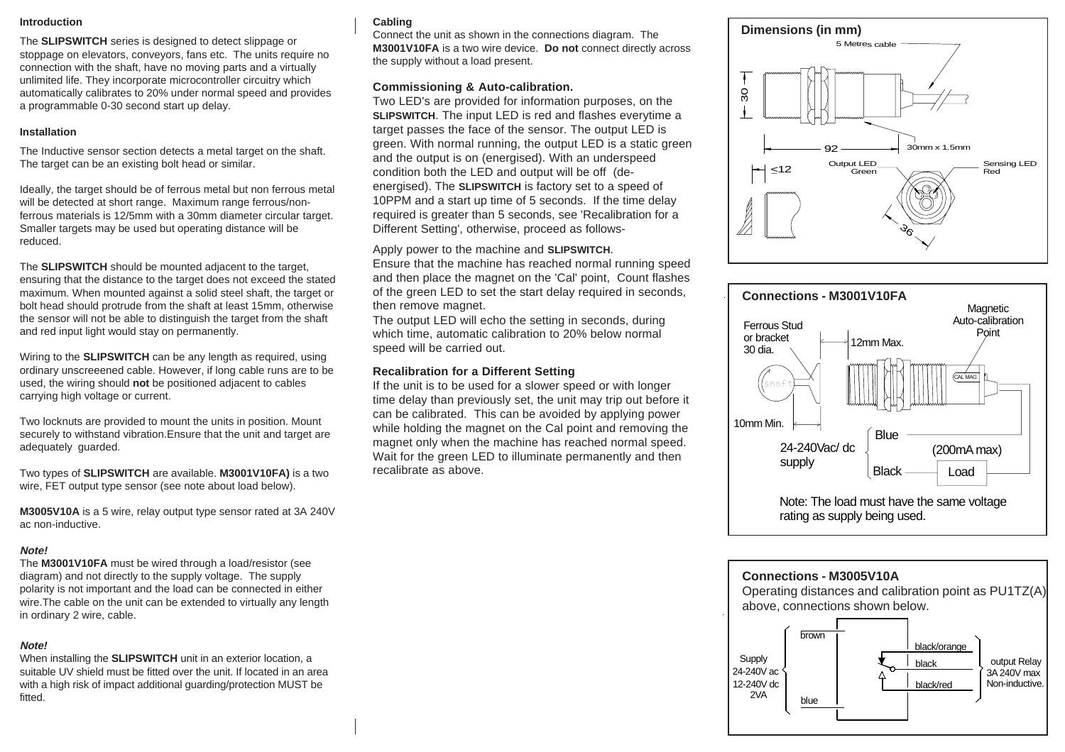### Introduction

The **SLIPSWITCH** series is designed to detect slippage or stoppage on elevators, conveyors, fans etc. The units require no connection with the shaft, have no moving parts and a virtually unlimited life. They incorporate microcontroller circuitry which automatically calibrates to 20% under normal speed and provides a programmable 0-30 second start up delay.

### Installation

The Inductive sensor section detects a metal target on the shaft. The target can be an existing bolt head or similar.

Ideally, the target should be of ferrous metal but non ferrous metal will be detected at short range. Maximum range ferrous/non-ferrous materials is 12/5mm with a 30mm diameter circular target. Smaller targets may be used but operating distance will be reduced.

The **SLIPSWITCH** should be mounted adjacent to the target, ensuring that the distance to the target does not exceed the stated maximum. When mounted against a solid steel shaft, the target or bolt head should protrude from the shaft at least 15mm, otherwise the sensor will not be able to distinguish the target from the shaft and red input light would stay on permanently.

Wiring to the **SLIPSWITCH** can be any length as required, using ordinary unscreeened cable. However, if long cable runs are to be used, the wiring should **not** be positioned adjacent to cables carrying high voltage or current.

Two locknuts are provided to mount the units in position. Mount securely to withstand vibration.Ensure that the unit and target are adequately guarded.

Two types of **SLIPSWITCH** are available. **M3001V10FA)** is a two wire, FET output type sensor (see note about load below).

**M3005V10A** is a 5 wire, relay output type sensor rated at 3A 240V ac non-inductive.

***Note!***

The **M3001V10FA** must be wired through a load/resistor (see diagram) and not directly to the supply voltage. The supply polarity is not important and the load can be connected in either wire.The cable on the unit can be extended to virtually any length in ordinary 2 wire, cable.

***Note!***

When installing the **SLIPSWITCH** unit in an exterior location, a suitable UV shield must be fitted over the unit. If located in an area with a high risk of impact additional guarding/protection MUST be fitted.

### Cabling

Connect the unit as shown in the connections diagram. The **M3001V10FA** is a two wire device. **Do not** connect directly across the supply without a load present.

### Commissioning & Auto-calibration.

Two LED's are provided for information purposes, on the **SLIPSWITCH**. The input LED is red and flashes everytime a target passes the face of the sensor. The output LED is green. With normal running, the output LED is a static green and the output is on (energised). With an underspeed condition both the LED and output will be off (de-energised). The **SLIPSWITCH** is factory set to a speed of 10PPM and a start up time of 5 seconds. If the time delay required is greater than 5 seconds, see 'Recalibration for a Different Setting', otherwise, proceed as follows-

Apply power to the machine and **SLIPSWITCH**.
Ensure that the machine has reached normal running speed and then place the magnet on the 'Cal' point, Count flashes of the green LED to set the start delay required in seconds, then remove magnet.
The output LED will echo the setting in seconds, during which time, automatic calibration to 20% below normal speed will be carried out.

### Recalibration for a Different Setting

If the unit is to be used for a slower speed or with longer time delay than previously set, the unit may trip out before it can be calibrated. This can be avoided by applying power while holding the magnet on the Cal point and removing the magnet only when the machine has reached normal speed. Wait for the green LED to illuminate permanently and then recalibrate as above.

### Dimensions (in mm)

5 Metres cable
30
92
30mm x 1.5mm
≤12
Output LED Green
Sensing LED Red
36

### Connections - M3001V10FA

Ferrous Stud or bracket 30 dia.
shaft
12mm Max.
10mm Min.
Magnetic Auto-calibration Point
CAL MAG
24-240Vac/ dc supply
Blue
Black
(200mA max)
Load

Note: The load must have the same voltage rating as supply being used.

### Connections - M3005V10A

Operating distances and calibration point as PU1TZ(A) above, connections shown below.

Supply 24-240V ac 12-240V dc 2VA
brown
blue
black/orange
black
black/red
output Relay 3A 240V max Non-inductive.